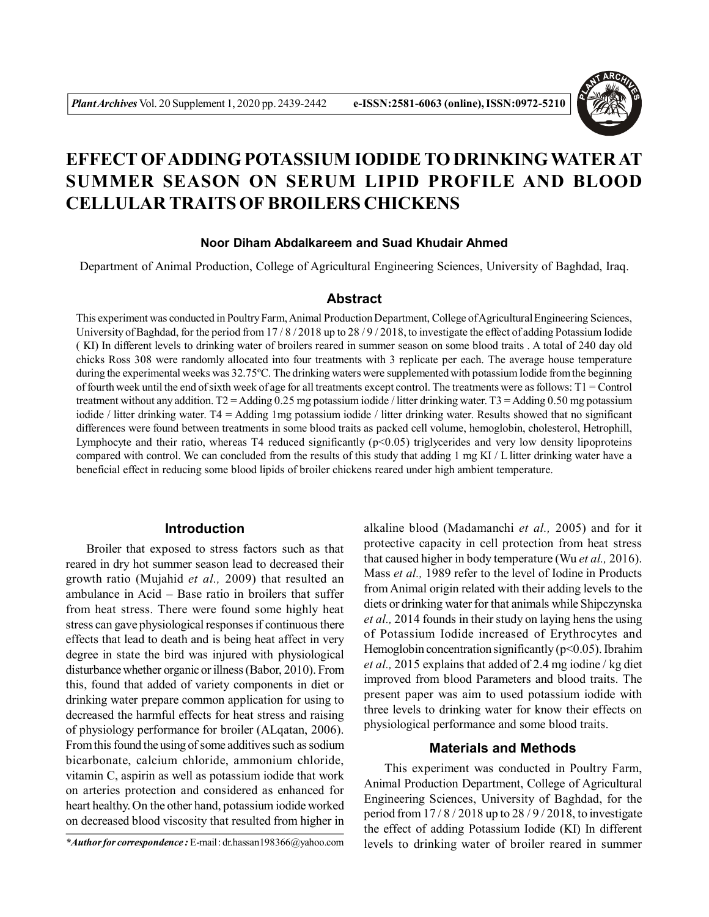# EFFECT OF ADDING POTASSIUM IODIDE TO DRINKING WATER AT SUMMER SEASON ON SERUM LIPID PROFILE AND BLOOD CELLULAR TRAITS OF BROILERS CHICKENS

**Noor Diham Abdalkareem and Suad Khudair Ahmed**

Department of Animal Production, College of Agricultural Engineering Sciences, University of Baghdad, Iraq.

## Abstract

This experiment was conducted in Poultry Farm, Animal Production Department, College of Agricultural Engineering Sciences, University of Baghdad, for the period from 17 / 8 / 2018 up to 28 / 9 / 2018, to investigate the effect of adding Potassium Iodide ( KI) In different levels to drinking water of broilers reared in summer season on some blood traits . A total of 240 day old chicks Ross 308 were randomly allocated into four treatments with 3 replicate per each. The average house temperature during the experimental weeks was 32.75ºC. The drinking waters were supplemented with potassium Iodide from the beginning of fourth week until the end of sixth week of age for all treatments except control. The treatments were as follows: T1 = Control treatment without any addition. T2 = Adding 0.25 mg potassium iodide / litter drinking water. T3 = Adding 0.50 mg potassium iodide / litter drinking water. T4 = Adding 1mg potassium iodide / litter drinking water. Results showed that no significant differences were found between treatments in some blood traits as packed cell volume, hemoglobin, cholesterol, Hetrophill, Lymphocyte and their ratio, whereas T4 reduced significantly ($p<0.05$) triglycerides and very low density lipoproteins compared with control. We can concluded from the results of this study that adding 1 mg KI / L litter drinking water have a beneficial effect in reducing some blood lipids of broiler chickens reared under high ambient temperature.

## Introduction

Broiler that exposed to stress factors such as that reared in dry hot summer season lead to decreased their growth ratio (Mujahid *et al.,* 2009) that resulted an ambulance in Acid – Base ratio in broilers that suffer from heat stress. There were found some highly heat stress can gave physiological responses if continuous there effects that lead to death and is being heat affect in very degree in state the bird was injured with physiological disturbance whether organic or illness (Babor, 2010). From this, found that added of variety components in diet or drinking water prepare common application for using to decreased the harmful effects for heat stress and raising of physiology performance for broiler (ALqatan, 2006). From this found the using of some additives such as sodium bicarbonate, calcium chloride, ammonium chloride, vitamin C, aspirin as well as potassium iodide that work on arteries protection and considered as enhanced for heart healthy. On the other hand, potassium iodide worked on decreased blood viscosity that resulted from higher in alkaline blood (Madamanchi *et al.,* 2005) and for it protective capacity in cell protection from heat stress that caused higher in body temperature (Wu *et al.,* 2016). Mass *et al.,* 1989 refer to the level of Iodine in Products from Animal origin related with their adding levels to the diets or drinking water for that animals while Shipczynska *et al.,* 2014 founds in their study on laying hens the using of Potassium Iodide increased of Erythrocytes and Hemoglobin concentration significantly ($p<0.05$). Ibrahim *et al.,* 2015 explains that added of 2.4 mg iodine / kg diet improved from blood Parameters and blood traits. The present paper was aim to used potassium iodide with three levels to drinking water for know their effects on physiological performance and some blood traits.

## Materials and Methods

This experiment was conducted in Poultry Farm, Animal Production Department, College of Agricultural Engineering Sciences, University of Baghdad, for the period from 17 / 8 / 2018 up to 28 / 9 / 2018, to investigate the effect of adding Potassium Iodide (KI) In different levels to drinking water of broiler reared in summer

***Author for correspondence :** E-mail : dr.hassan198366@yahoo.com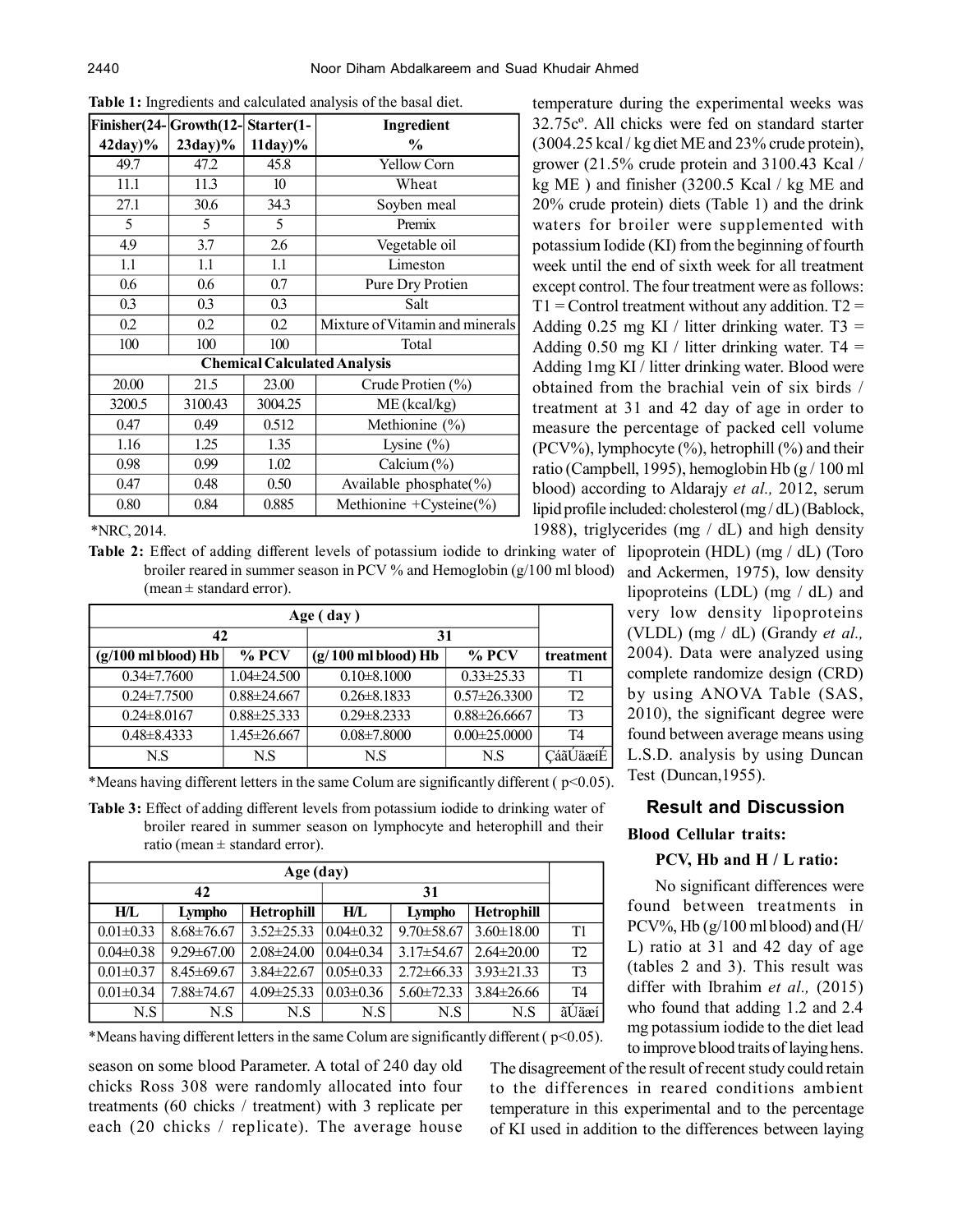**Table 1:** Ingredients and calculated analysis of the basal diet.

| Finisher(24-42day)% | Growth(12-23day)% | Starter(1-11day)% | Ingredient % |
|---|---|---|---|
| 49.7 | 47.2 | 45.8 | Yellow Corn |
| 11.1 | 11.3 | 10 | Wheat |
| 27.1 | 30.6 | 34.3 | Soyben meal |
| 5 | 5 | 5 | Premix |
| 4.9 | 3.7 | 2.6 | Vegetable oil |
| 1.1 | 1.1 | 1.1 | Limeston |
| 0.6 | 0.6 | 0.7 | Pure Dry Protien |
| 0.3 | 0.3 | 0.3 | Salt |
| 0.2 | 0.2 | 0.2 | Mixture of Vitamin and minerals |
| 100 | 100 | 100 | Total |
| **Chemical Calculated Analysis** | | | |
| 20.00 | 21.5 | 23.00 | Crude Protien (%) |
| 3200.5 | 3100.43 | 3004.25 | ME (kcal/kg) |
| 0.47 | 0.49 | 0.512 | Methionine (%) |
| 1.16 | 1.25 | 1.35 | Lysine (%) |
| 0.98 | 0.99 | 1.02 | Calcium (%) |
| 0.47 | 0.48 | 0.50 | Available phosphate(%) |
| 0.80 | 0.84 | 0.885 | Methionine +Cysteine(%) |

*NRC, 2014.

**Table 2:** Effect of adding different levels of potassium iodide to drinking water of broiler reared in summer season in PCV % and Hemoglobin (g/100 ml blood) (mean ± standard error).

| Age ( day ) | | | | |
|---|---|---|---|---|
| 42 | | 31 | | |
| (g/100 ml blood) Hb | % PCV | (g/ 100 ml blood) Hb | % PCV | treatment |
| 0.34±7.7600 | 1.04±24.500 | 0.10±8.1000 | 0.33±25.33 | T1 |
| 0.24±7.7500 | 0.88±24.667 | 0.26±8.1833 | 0.57±26.3300 | T2 |
| 0.24±8.0167 | 0.88±25.333 | 0.29±8.2333 | 0.88±26.6667 | T3 |
| 0.48±8.4333 | 1.45±26.667 | 0.08±7.8000 | 0.00±25.0000 | T4 |
| N.S | N.S | N.S | N.S | ÇáãÚäæíÉ |

*Means having different letters in the same Colum are significantly different ( p<0.05).

**Table 3:** Effect of adding different levels from potassium iodide to drinking water of broiler reared in summer season on lymphocyte and heterophill and their ratio (mean ± standard error).

| Age (day) | | | | | | |
|---|---|---|---|---|---|---|
| 42 | | | 31 | | | |
| H/L | Lympho | Hetrophill | H/L | Lympho | Hetrophill | |
| 0.01±0.33 | 8.68±76.67 | 3.52±25.33 | 0.04±0.32 | 9.70±58.67 | 3.60±18.00 | T1 |
| 0.04±0.38 | 9.29±67.00 | 2.08±24.00 | 0.04±0.34 | 3.17±54.67 | 2.64±20.00 | T2 |
| 0.01±0.37 | 8.45±69.67 | 3.84±22.67 | 0.05±0.33 | 2.72±66.33 | 3.93±21.33 | T3 |
| 0.01±0.34 | 7.88±74.67 | 4.09±25.33 | 0.03±0.36 | 5.60±72.33 | 3.84±26.66 | T4 |
| N.S | N.S | N.S | N.S | N.S | N.S | ãÚäæí |

*Means having different letters in the same Colum are significantly different ( p<0.05).

season on some blood Parameter. A total of 240 day old chicks Ross 308 were randomly allocated into four treatments (60 chicks / treatment) with 3 replicate per each (20 chicks / replicate). The average house temperature during the experimental weeks was 32.75cº. All chicks were fed on standard starter (3004.25 kcal / kg diet ME and 23% crude protein), grower (21.5% crude protein and 3100.43 Kcal / kg ME ) and finisher (3200.5 Kcal / kg ME and 20% crude protein) diets (Table 1) and the drink waters for broiler were supplemented with potassium Iodide (KI) from the beginning of fourth week until the end of sixth week for all treatment except control. The four treatment were as follows: T1 = Control treatment without any addition. T2 = Adding 0.25 mg KI / litter drinking water. T3 = Adding 0.50 mg KI / litter drinking water. T4 = Adding 1mg KI / litter drinking water. Blood were obtained from the brachial vein of six birds / treatment at 31 and 42 day of age in order to measure the percentage of packed cell volume (PCV%), lymphocyte (%), hetrophill (%) and their ratio (Campbell, 1995), hemoglobin Hb (g / 100 ml blood) according to Aldarajy *et al.,* 2012, serum lipid profile included: cholesterol (mg / dL) (Bablock, 1988), triglycerides (mg / dL) and high density lipoprotein (HDL) (mg / dL) (Toro and Ackermen, 1975), low density lipoproteins (LDL) (mg / dL) and very low density lipoproteins (VLDL) (mg / dL) (Grandy *et al.,* 2004). Data were analyzed using complete randomize design (CRD) by using ANOVA Table (SAS, 2010), the significant degree were found between average means using L.S.D. analysis by using Duncan Test (Duncan,1955).

## Result and Discussion

### Blood Cellular traits:

#### PCV, Hb and H / L ratio:

No significant differences were found between treatments in PCV%, Hb (g/100 ml blood) and (H/L) ratio at 31 and 42 day of age (tables 2 and 3). This result was differ with Ibrahim *et al.,* (2015) who found that adding 1.2 and 2.4 mg potassium iodide to the diet lead to improve blood traits of laying hens. The disagreement of the result of recent study could retain to the differences in reared conditions ambient temperature in this experimental and to the percentage of KI used in addition to the differences between laying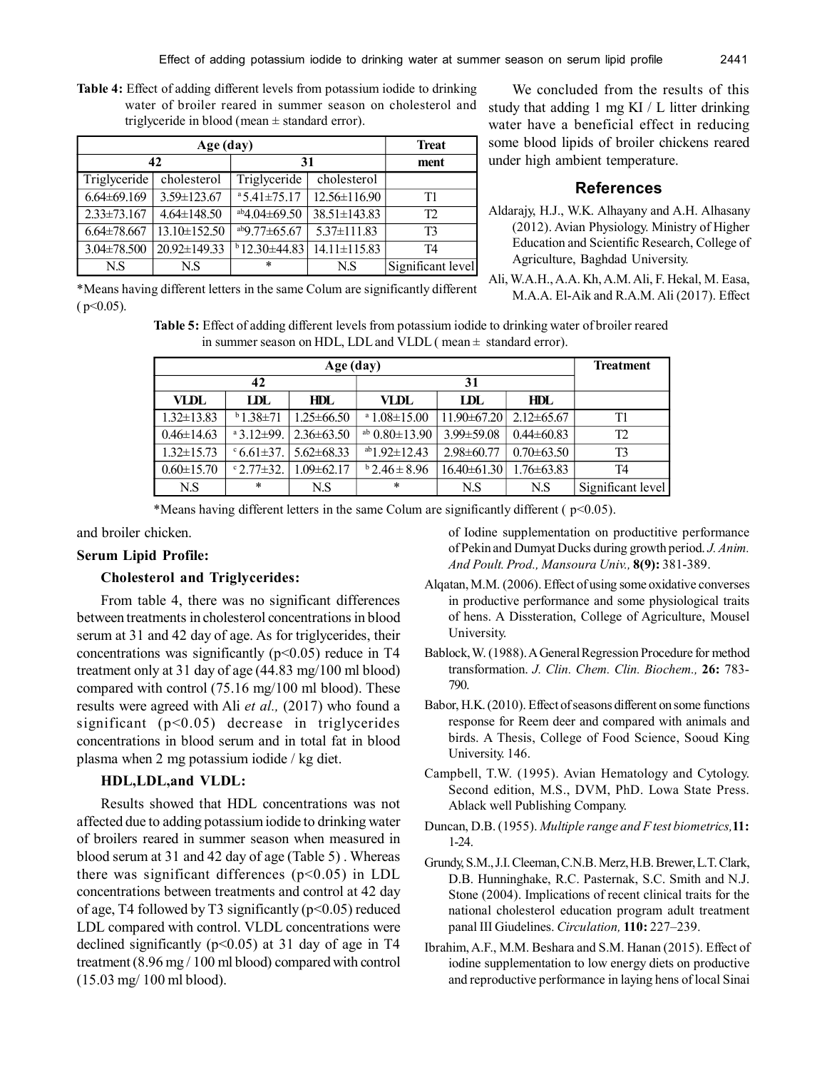**Table 4:** Effect of adding different levels from potassium iodide to drinking water of broiler reared in summer season on cholesterol and triglyceride in blood (mean ± standard error).

| Age (day) | | | | Treatment |
|---|---|---|---|---|
| 42 | | 31 | | |
| Triglyceride | cholesterol | Triglyceride | cholesterol | |
| 6.64±69.169 | 3.59±123.67 | a 5.41±75.17 | 12.56±116.90 | T1 |
| 2.33±73.167 | 4.64±148.50 | ab 4.04±69.50 | 38.51±143.83 | T2 |
| 6.64±78.667 | 13.10±152.50 | ab 9.77±65.67 | 5.37±111.83 | T3 |
| 3.04±78.500 | 20.92±149.33 | b 12.30±44.83 | 14.11±115.83 | T4 |
| N.S | N.S | * | N.S | Significant level |

*Means having different letters in the same Colum are significantly different ( p<0.05).

**Table 5:** Effect of adding different levels from potassium iodide to drinking water of broiler reared in summer season on HDL, LDL and VLDL ( mean ± standard error).

| Age (day) | | | | | | Treatment |
|---|---|---|---|---|---|---|
| 42 | | | 31 | | | |
| VLDL | LDL | HDL | VLDL | LDL | HDL | |
| 1.32±13.83 | b 1.38±71 | 1.25±66.50 | a 1.08±15.00 | 11.90±67.20 | 2.12±65.67 | T1 |
| 0.46±14.63 | a 3.12±99. | 2.36±63.50 | ab 0.80±13.90 | 3.99±59.08 | 0.44±60.83 | T2 |
| 1.32±15.73 | c 6.61±37. | 5.62±68.33 | ab 1.92±12.43 | 2.98±60.77 | 0.70±63.50 | T3 |
| 0.60±15.70 | c 2.77±32. | 1.09±62.17 | b 2.46 ± 8.96 | 16.40±61.30 | 1.76±63.83 | T4 |
| N.S | * | N.S | * | N.S | N.S | Significant level |

*Means having different letters in the same Colum are significantly different ( p<0.05).

and broiler chicken.

**Serum Lipid Profile:**

**Cholesterol and Triglycerides:**

From table 4, there was no significant differences between treatments in cholesterol concentrations in blood serum at 31 and 42 day of age. As for triglycerides, their concentrations was significantly ($p<0.05$) reduce in T4 treatment only at 31 day of age (44.83 mg/100 ml blood) compared with control (75.16 mg/100 ml blood). These results were agreed with Ali *et al.,* (2017) who found a significant ($p<0.05$) decrease in triglycerides concentrations in blood serum and in total fat in blood plasma when 2 mg potassium iodide / kg diet.

**HDL,LDL,and VLDL:**

Results showed that HDL concentrations was not affected due to adding potassium iodide to drinking water of broilers reared in summer season when measured in blood serum at 31 and 42 day of age (Table 5) . Whereas there was significant differences ($p<0.05$) in LDL concentrations between treatments and control at 42 day of age, T4 followed by T3 significantly ($p<0.05$) reduced LDL compared with control. VLDL concentrations were declined significantly ($p<0.05$) at 31 day of age in T4 treatment (8.96 mg / 100 ml blood) compared with control (15.03 mg/ 100 ml blood).

We concluded from the results of this study that adding 1 mg KI / L litter drinking water have a beneficial effect in reducing some blood lipids of broiler chickens reared under high ambient temperature.

## References

Aldarajy, H.J., W.K. Alhayany and A.H. Alhasany (2012). Avian Physiology. Ministry of Higher Education and Scientific Research, College of Agriculture, Baghdad University.

Ali, W.A.H., A.A. Kh, A.M. Ali, F. Hekal, M. Easa, M.A.A. El-Aik and R.A.M. Ali (2017). Effect of Iodine supplementation on productitive performance of Pekin and Dumyat Ducks during growth period. *J. Anim. And Poult. Prod., Mansoura Univ.,* **8(9):** 381-389.

Alqatan, M.M. (2006). Effect of using some oxidative converses in productive performance and some physiological traits of hens. A Dissteration, College of Agriculture, Mousel University.

Bablock, W. (1988). A General Regression Procedure for method transformation. *J. Clin. Chem. Clin. Biochem.,* **26:** 783-790.

Babor, H.K. (2010). Effect of seasons different on some functions response for Reem deer and compared with animals and birds. A Thesis, College of Food Science, Sooud King University. 146.

Campbell, T.W. (1995). Avian Hematology and Cytology. Second edition, M.S., DVM, PhD. Lowa State Press. Ablack well Publishing Company.

Duncan, D.B. (1955). *Multiple range and F test biometrics,* **11:** 1-24.

Grundy, S.M., J.I. Cleeman, C.N.B. Merz, H.B. Brewer, L.T. Clark, D.B. Hunninghake, R.C. Pasternak, S.C. Smith and N.J. Stone (2004). Implications of recent clinical traits for the national cholesterol education program adult treatment panal III Giudelines. *Circulation,* **110:** 227–239.

Ibrahim, A.F., M.M. Beshara and S.M. Hanan (2015). Effect of iodine supplementation to low energy diets on productive and reproductive performance in laying hens of local Sinai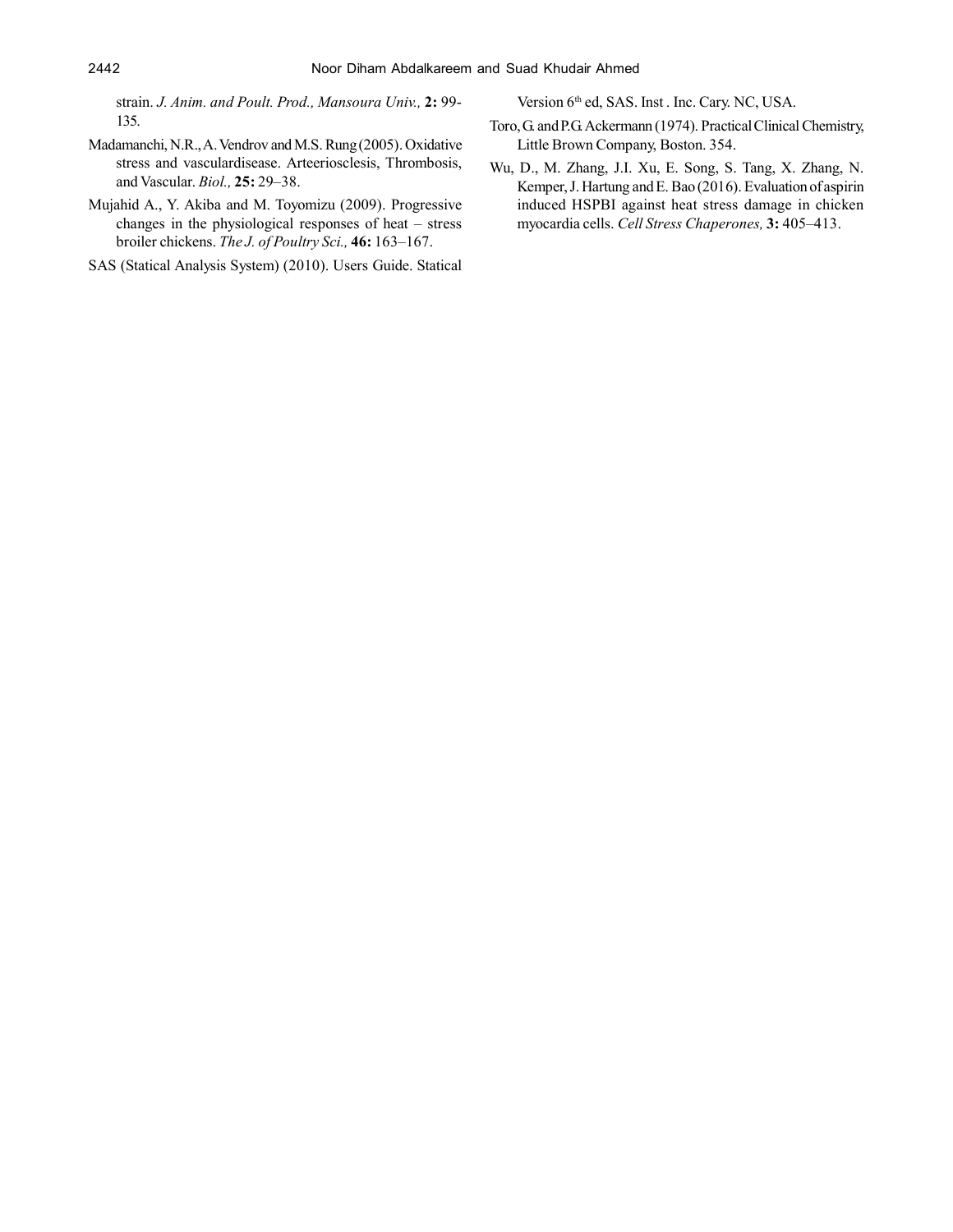strain. *J. Anim. and Poult. Prod., Mansoura Univ.,* **2:** 99-135.

Madamanchi, N.R., A. Vendrov and M.S. Rung (2005). Oxidative stress and vasculardisease. Arteeriosclesis, Thrombosis, and Vascular. *Biol.,* **25:** 29–38.

Mujahid A., Y. Akiba and M. Toyomizu (2009). Progressive changes in the physiological responses of heat – stress broiler chickens. *The J. of Poultry Sci.,* **46:** 163–167.

SAS (Statical Analysis System) (2010). Users Guide. Statical Version 6th ed, SAS. Inst . Inc. Cary. NC, USA.

Toro, G. and P.G. Ackermann (1974). Practical Clinical Chemistry, Little Brown Company, Boston. 354.

Wu, D., M. Zhang, J.I. Xu, E. Song, S. Tang, X. Zhang, N. Kemper, J. Hartung and E. Bao (2016). Evaluation of aspirin induced HSPBI against heat stress damage in chicken myocardia cells. *Cell Stress Chaperones,* **3:** 405–413.